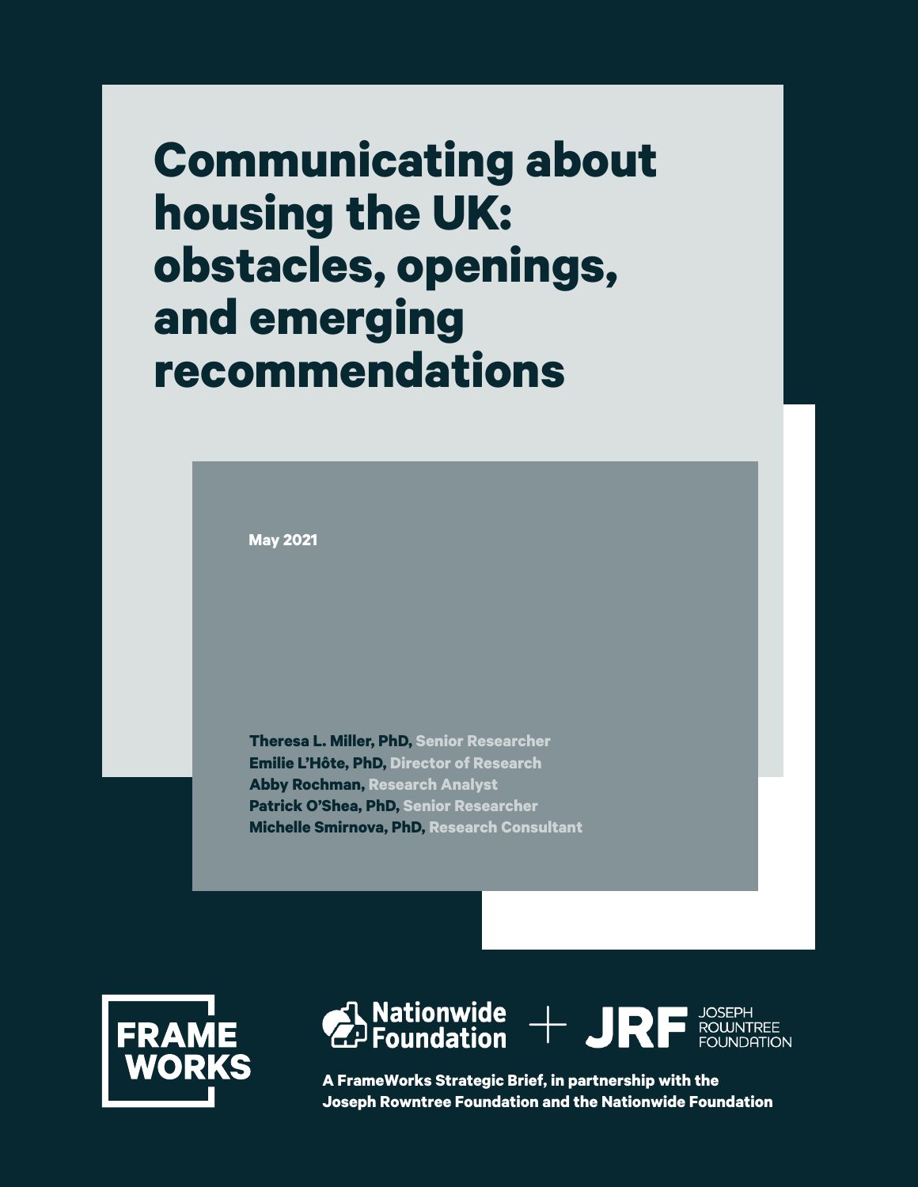# Communicating about housing the UK: obstacles, openings, and emerging recommendations

May 2021

**Theresa L. Miller, PhD,** Senior Researcher
**Emilie L'Hôte, PhD,** Director of Research
**Abby Rochman,** Research Analyst
**Patrick O'Shea, PhD,** Senior Researcher
**Michelle Smirnova, PhD,** Research Consultant

FRAME WORKS

Nationwide Foundation + JRF JOSEPH ROWNTREE FOUNDATION

**A FrameWorks Strategic Brief, in partnership with the Joseph Rowntree Foundation and the Nationwide Foundation**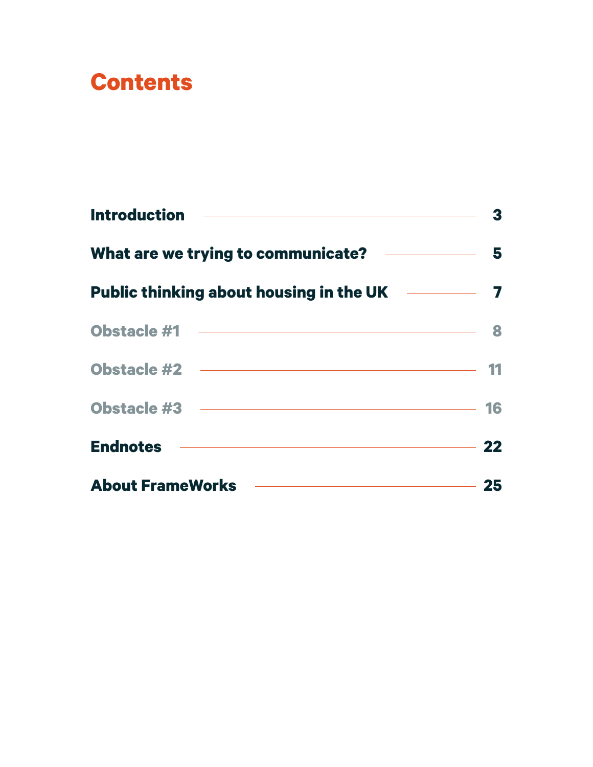# Contents

| | |
|---|---|
| **Introduction** | 3 |
| **What are we trying to communicate?** | 5 |
| **Public thinking about housing in the UK** | 7 |
| Obstacle #1 | 8 |
| Obstacle #2 | 11 |
| Obstacle #3 | 16 |
| **Endnotes** | 22 |
| **About FrameWorks** | 25 |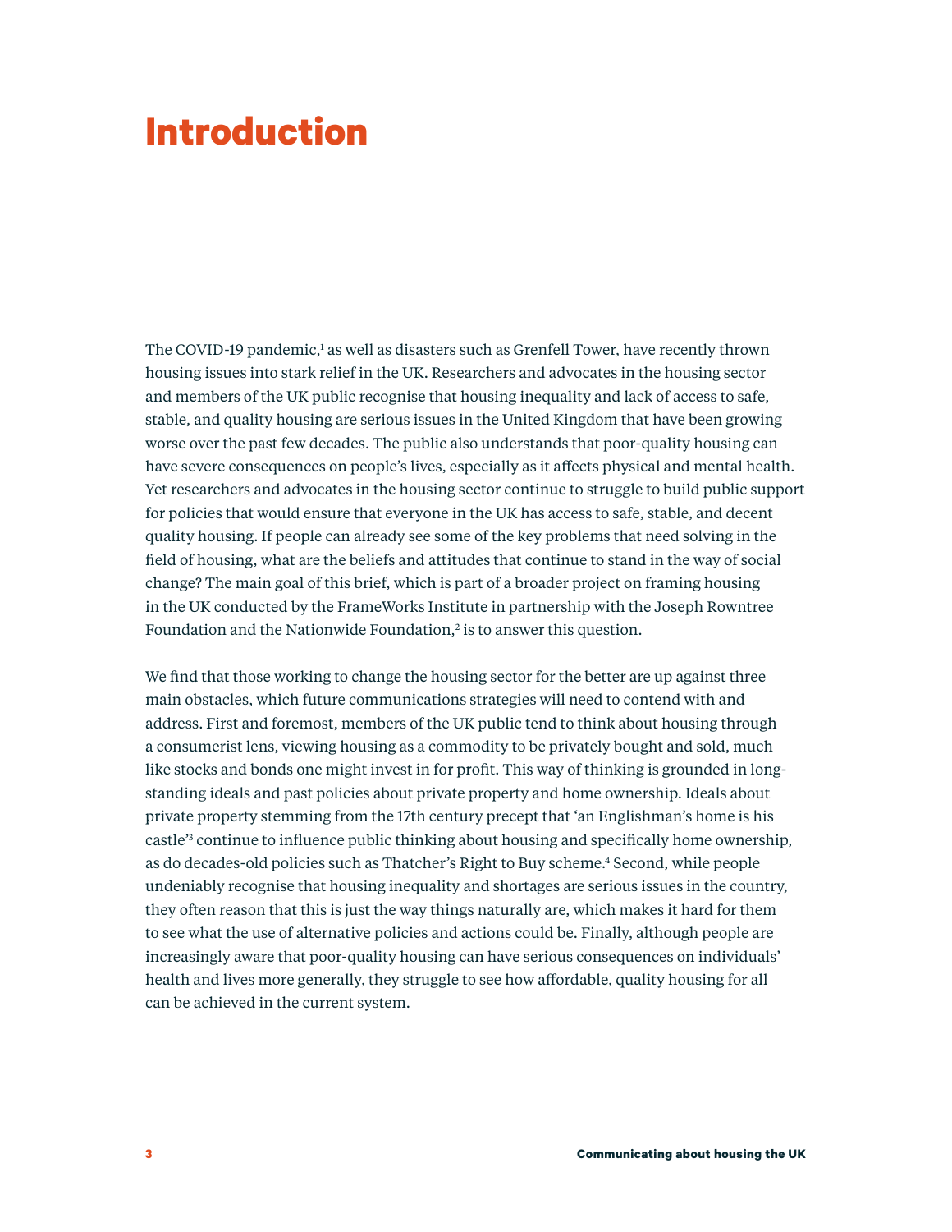# Introduction

The COVID-19 pandemic,[1] as well as disasters such as Grenfell Tower, have recently thrown housing issues into stark relief in the UK. Researchers and advocates in the housing sector and members of the UK public recognise that housing inequality and lack of access to safe, stable, and quality housing are serious issues in the United Kingdom that have been growing worse over the past few decades. The public also understands that poor-quality housing can have severe consequences on people's lives, especially as it affects physical and mental health. Yet researchers and advocates in the housing sector continue to struggle to build public support for policies that would ensure that everyone in the UK has access to safe, stable, and decent quality housing. If people can already see some of the key problems that need solving in the field of housing, what are the beliefs and attitudes that continue to stand in the way of social change? The main goal of this brief, which is part of a broader project on framing housing in the UK conducted by the FrameWorks Institute in partnership with the Joseph Rowntree Foundation and the Nationwide Foundation,[2] is to answer this question.

We find that those working to change the housing sector for the better are up against three main obstacles, which future communications strategies will need to contend with and address. First and foremost, members of the UK public tend to think about housing through a consumerist lens, viewing housing as a commodity to be privately bought and sold, much like stocks and bonds one might invest in for profit. This way of thinking is grounded in long-standing ideals and past policies about private property and home ownership. Ideals about private property stemming from the 17th century precept that 'an Englishman's home is his castle'[3] continue to influence public thinking about housing and specifically home ownership, as do decades-old policies such as Thatcher's Right to Buy scheme.[4] Second, while people undeniably recognise that housing inequality and shortages are serious issues in the country, they often reason that this is just the way things naturally are, which makes it hard for them to see what the use of alternative policies and actions could be. Finally, although people are increasingly aware that poor-quality housing can have serious consequences on individuals' health and lives more generally, they struggle to see how affordable, quality housing for all can be achieved in the current system.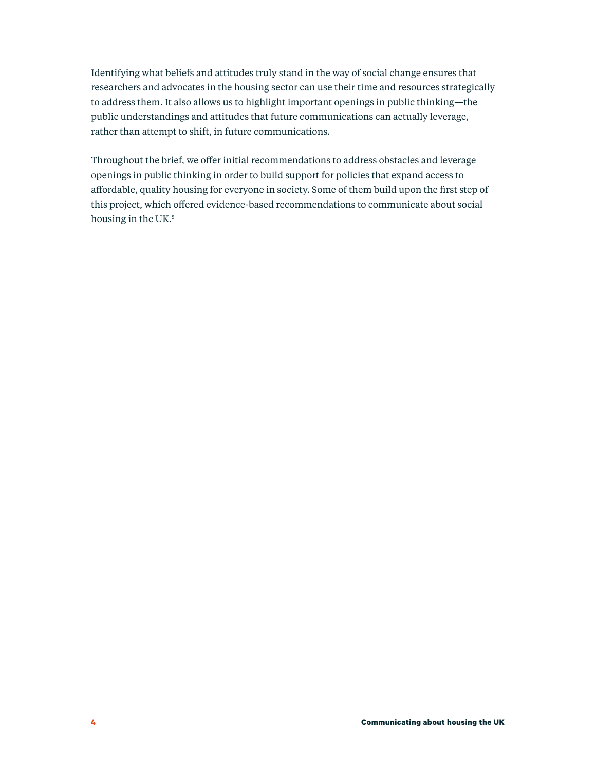Identifying what beliefs and attitudes truly stand in the way of social change ensures that researchers and advocates in the housing sector can use their time and resources strategically to address them. It also allows us to highlight important openings in public thinking—the public understandings and attitudes that future communications can actually leverage, rather than attempt to shift, in future communications.

Throughout the brief, we offer initial recommendations to address obstacles and leverage openings in public thinking in order to build support for policies that expand access to affordable, quality housing for everyone in society. Some of them build upon the first step of this project, which offered evidence-based recommendations to communicate about social housing in the UK.[5]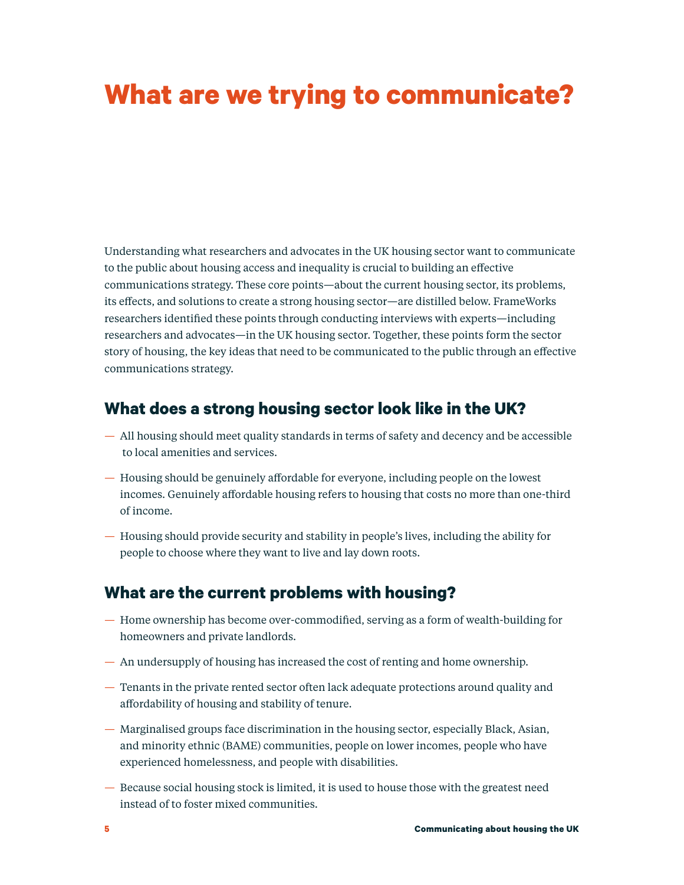# What are we trying to communicate?

Understanding what researchers and advocates in the UK housing sector want to communicate to the public about housing access and inequality is crucial to building an effective communications strategy. These core points—about the current housing sector, its problems, its effects, and solutions to create a strong housing sector—are distilled below. FrameWorks researchers identified these points through conducting interviews with experts—including researchers and advocates—in the UK housing sector. Together, these points form the sector story of housing, the key ideas that need to be communicated to the public through an effective communications strategy.

## What does a strong housing sector look like in the UK?

— All housing should meet quality standards in terms of safety and decency and be accessible to local amenities and services.

— Housing should be genuinely affordable for everyone, including people on the lowest incomes. Genuinely affordable housing refers to housing that costs no more than one-third of income.

— Housing should provide security and stability in people's lives, including the ability for people to choose where they want to live and lay down roots.

## What are the current problems with housing?

— Home ownership has become over-commodified, serving as a form of wealth-building for homeowners and private landlords.

— An undersupply of housing has increased the cost of renting and home ownership.

— Tenants in the private rented sector often lack adequate protections around quality and affordability of housing and stability of tenure.

— Marginalised groups face discrimination in the housing sector, especially Black, Asian, and minority ethnic (BAME) communities, people on lower incomes, people who have experienced homelessness, and people with disabilities.

— Because social housing stock is limited, it is used to house those with the greatest need instead of to foster mixed communities.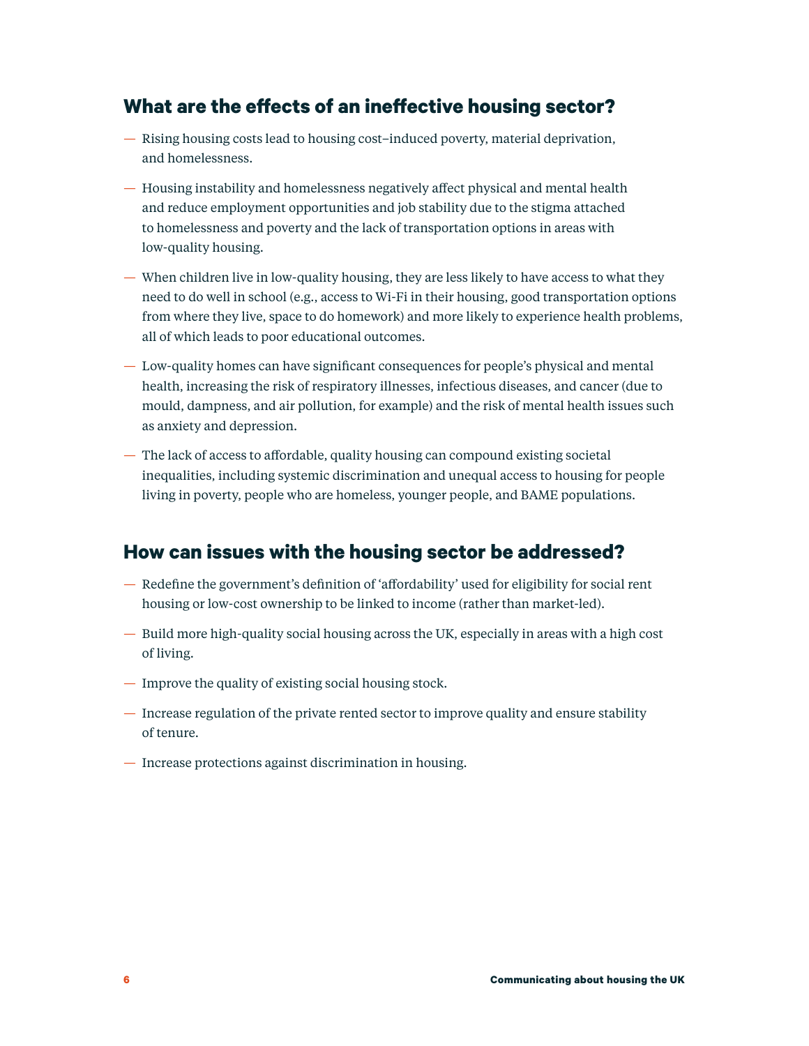## What are the effects of an ineffective housing sector?

- Rising housing costs lead to housing cost–induced poverty, material deprivation, and homelessness.
- Housing instability and homelessness negatively affect physical and mental health and reduce employment opportunities and job stability due to the stigma attached to homelessness and poverty and the lack of transportation options in areas with low-quality housing.
- When children live in low-quality housing, they are less likely to have access to what they need to do well in school (e.g., access to Wi-Fi in their housing, good transportation options from where they live, space to do homework) and more likely to experience health problems, all of which leads to poor educational outcomes.
- Low-quality homes can have significant consequences for people's physical and mental health, increasing the risk of respiratory illnesses, infectious diseases, and cancer (due to mould, dampness, and air pollution, for example) and the risk of mental health issues such as anxiety and depression.
- The lack of access to affordable, quality housing can compound existing societal inequalities, including systemic discrimination and unequal access to housing for people living in poverty, people who are homeless, younger people, and BAME populations.

## How can issues with the housing sector be addressed?

- Redefine the government's definition of 'affordability' used for eligibility for social rent housing or low-cost ownership to be linked to income (rather than market-led).
- Build more high-quality social housing across the UK, especially in areas with a high cost of living.
- Improve the quality of existing social housing stock.
- Increase regulation of the private rented sector to improve quality and ensure stability of tenure.
- Increase protections against discrimination in housing.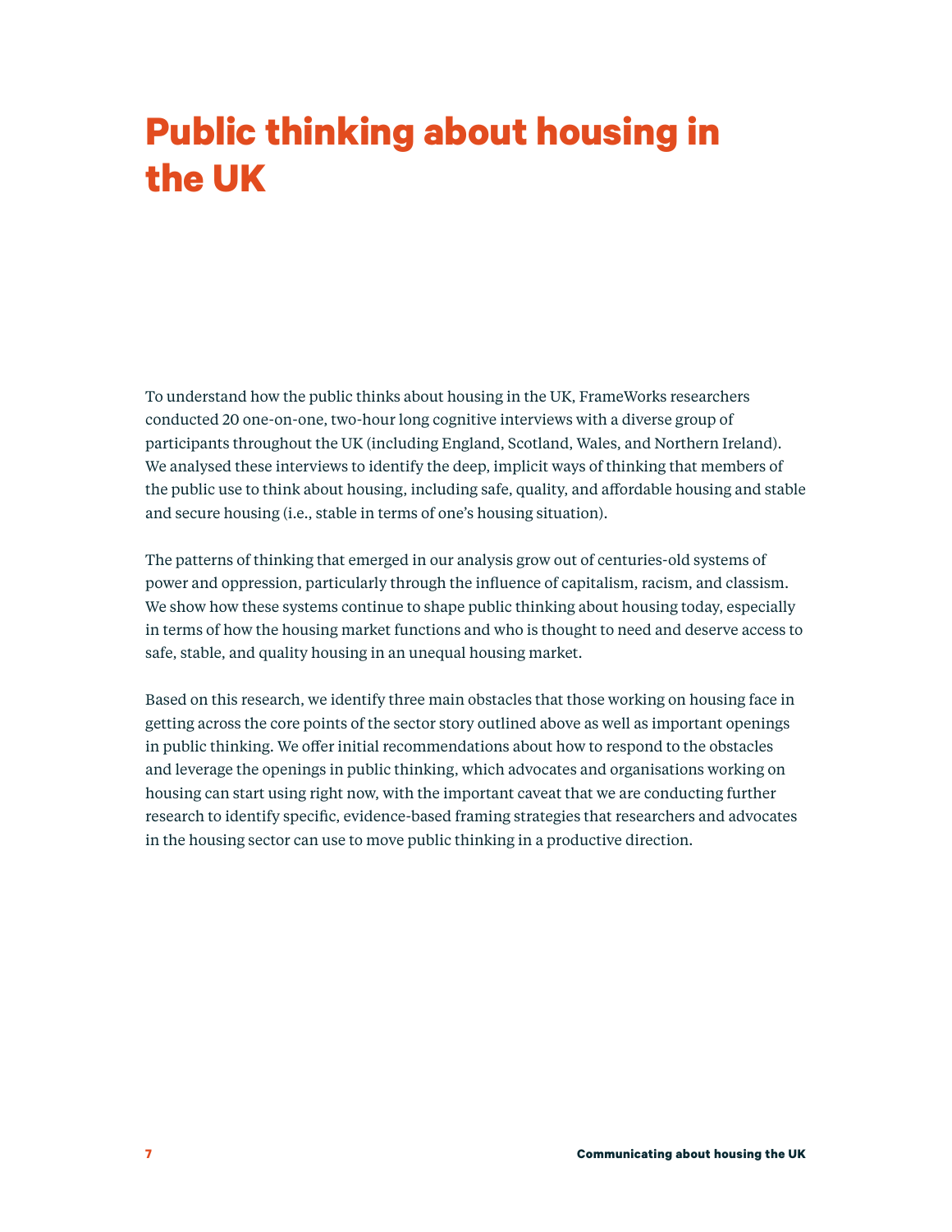# Public thinking about housing in the UK

To understand how the public thinks about housing in the UK, FrameWorks researchers conducted 20 one-on-one, two-hour long cognitive interviews with a diverse group of participants throughout the UK (including England, Scotland, Wales, and Northern Ireland). We analysed these interviews to identify the deep, implicit ways of thinking that members of the public use to think about housing, including safe, quality, and affordable housing and stable and secure housing (i.e., stable in terms of one's housing situation).

The patterns of thinking that emerged in our analysis grow out of centuries-old systems of power and oppression, particularly through the influence of capitalism, racism, and classism. We show how these systems continue to shape public thinking about housing today, especially in terms of how the housing market functions and who is thought to need and deserve access to safe, stable, and quality housing in an unequal housing market.

Based on this research, we identify three main obstacles that those working on housing face in getting across the core points of the sector story outlined above as well as important openings in public thinking. We offer initial recommendations about how to respond to the obstacles and leverage the openings in public thinking, which advocates and organisations working on housing can start using right now, with the important caveat that we are conducting further research to identify specific, evidence-based framing strategies that researchers and advocates in the housing sector can use to move public thinking in a productive direction.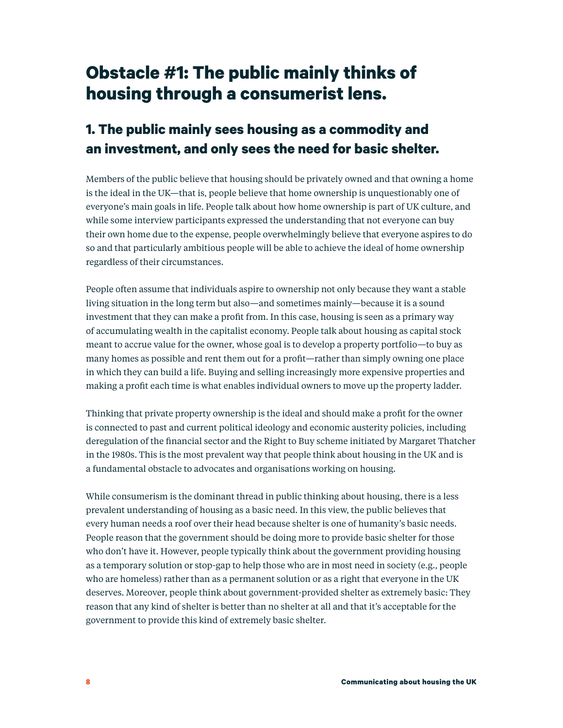# Obstacle #1: The public mainly thinks of housing through a consumerist lens.

## 1. The public mainly sees housing as a commodity and an investment, and only sees the need for basic shelter.

Members of the public believe that housing should be privately owned and that owning a home is the ideal in the UK—that is, people believe that home ownership is unquestionably one of everyone's main goals in life. People talk about how home ownership is part of UK culture, and while some interview participants expressed the understanding that not everyone can buy their own home due to the expense, people overwhelmingly believe that everyone aspires to do so and that particularly ambitious people will be able to achieve the ideal of home ownership regardless of their circumstances.

People often assume that individuals aspire to ownership not only because they want a stable living situation in the long term but also—and sometimes mainly—because it is a sound investment that they can make a profit from. In this case, housing is seen as a primary way of accumulating wealth in the capitalist economy. People talk about housing as capital stock meant to accrue value for the owner, whose goal is to develop a property portfolio—to buy as many homes as possible and rent them out for a profit—rather than simply owning one place in which they can build a life. Buying and selling increasingly more expensive properties and making a profit each time is what enables individual owners to move up the property ladder.

Thinking that private property ownership is the ideal and should make a profit for the owner is connected to past and current political ideology and economic austerity policies, including deregulation of the financial sector and the Right to Buy scheme initiated by Margaret Thatcher in the 1980s. This is the most prevalent way that people think about housing in the UK and is a fundamental obstacle to advocates and organisations working on housing.

While consumerism is the dominant thread in public thinking about housing, there is a less prevalent understanding of housing as a basic need. In this view, the public believes that every human needs a roof over their head because shelter is one of humanity's basic needs. People reason that the government should be doing more to provide basic shelter for those who don't have it. However, people typically think about the government providing housing as a temporary solution or stop-gap to help those who are in most need in society (e.g., people who are homeless) rather than as a permanent solution or as a right that everyone in the UK deserves. Moreover, people think about government-provided shelter as extremely basic: They reason that any kind of shelter is better than no shelter at all and that it's acceptable for the government to provide this kind of extremely basic shelter.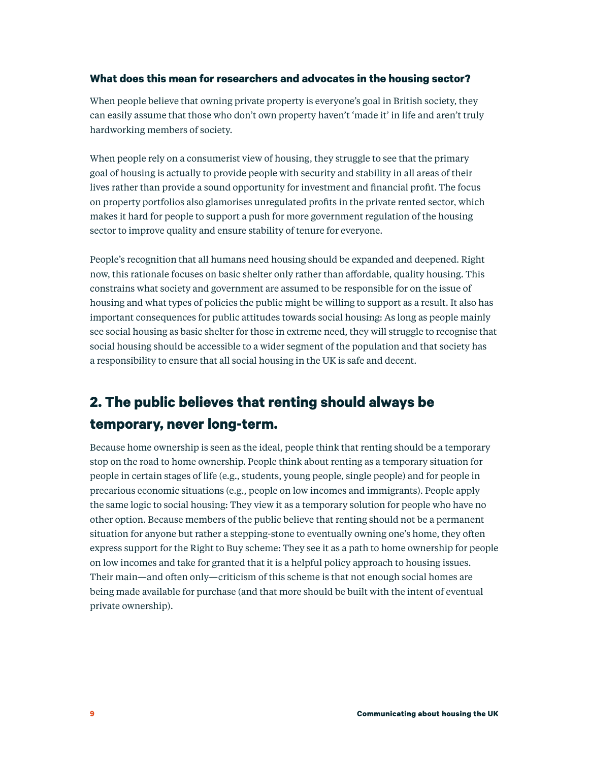### What does this mean for researchers and advocates in the housing sector?

When people believe that owning private property is everyone's goal in British society, they can easily assume that those who don't own property haven't 'made it' in life and aren't truly hardworking members of society.

When people rely on a consumerist view of housing, they struggle to see that the primary goal of housing is actually to provide people with security and stability in all areas of their lives rather than provide a sound opportunity for investment and financial profit. The focus on property portfolios also glamorises unregulated profits in the private rented sector, which makes it hard for people to support a push for more government regulation of the housing sector to improve quality and ensure stability of tenure for everyone.

People's recognition that all humans need housing should be expanded and deepened. Right now, this rationale focuses on basic shelter only rather than affordable, quality housing. This constrains what society and government are assumed to be responsible for on the issue of housing and what types of policies the public might be willing to support as a result. It also has important consequences for public attitudes towards social housing: As long as people mainly see social housing as basic shelter for those in extreme need, they will struggle to recognise that social housing should be accessible to a wider segment of the population and that society has a responsibility to ensure that all social housing in the UK is safe and decent.

## 2. The public believes that renting should always be temporary, never long-term.

Because home ownership is seen as the ideal, people think that renting should be a temporary stop on the road to home ownership. People think about renting as a temporary situation for people in certain stages of life (e.g., students, young people, single people) and for people in precarious economic situations (e.g., people on low incomes and immigrants). People apply the same logic to social housing: They view it as a temporary solution for people who have no other option. Because members of the public believe that renting should not be a permanent situation for anyone but rather a stepping-stone to eventually owning one's home, they often express support for the Right to Buy scheme: They see it as a path to home ownership for people on low incomes and take for granted that it is a helpful policy approach to housing issues. Their main—and often only—criticism of this scheme is that not enough social homes are being made available for purchase (and that more should be built with the intent of eventual private ownership).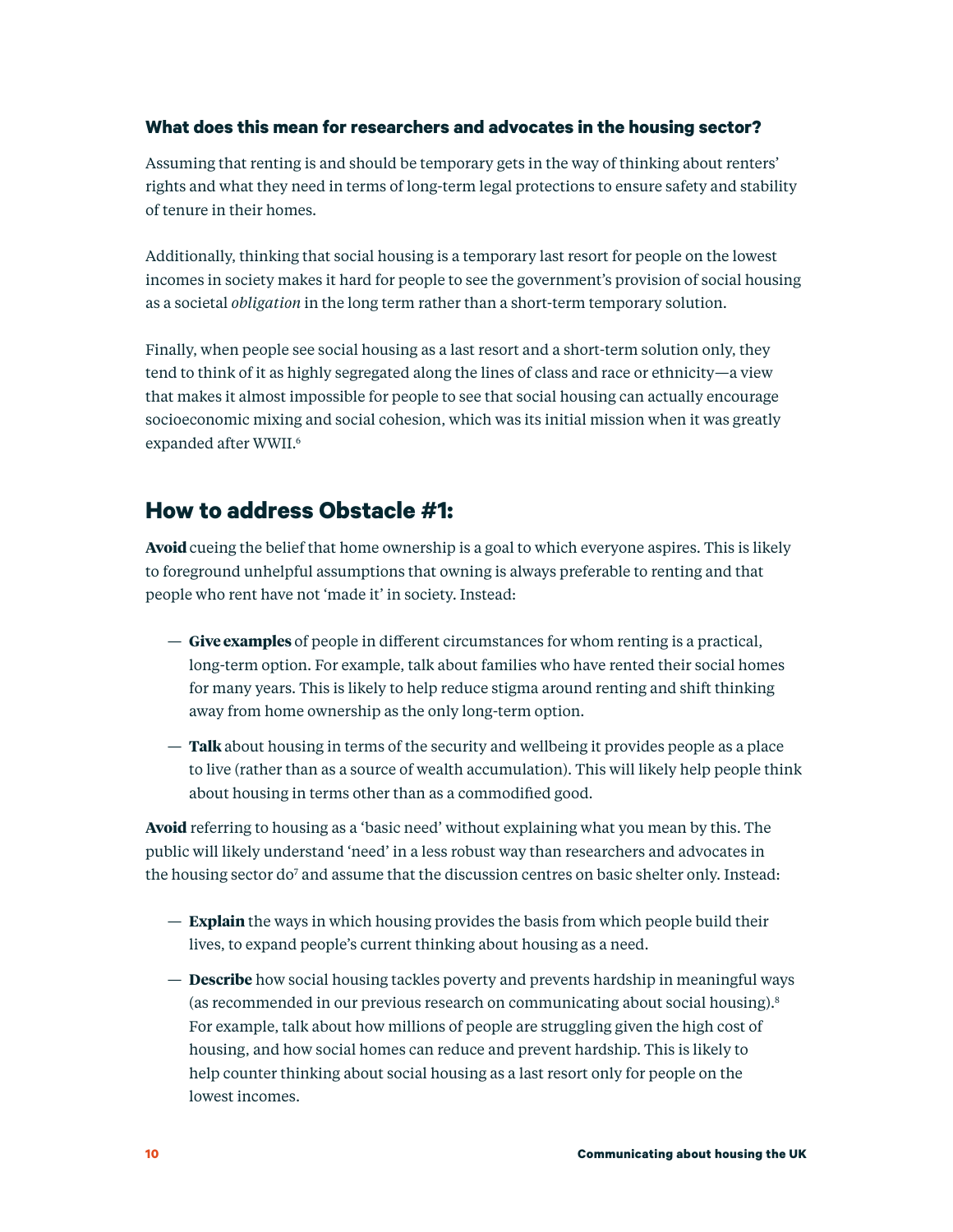### What does this mean for researchers and advocates in the housing sector?

Assuming that renting is and should be temporary gets in the way of thinking about renters' rights and what they need in terms of long-term legal protections to ensure safety and stability of tenure in their homes.

Additionally, thinking that social housing is a temporary last resort for people on the lowest incomes in society makes it hard for people to see the government's provision of social housing as a societal *obligation* in the long term rather than a short-term temporary solution.

Finally, when people see social housing as a last resort and a short-term solution only, they tend to think of it as highly segregated along the lines of class and race or ethnicity—a view that makes it almost impossible for people to see that social housing can actually encourage socioeconomic mixing and social cohesion, which was its initial mission when it was greatly expanded after WWII.[6]

## How to address Obstacle #1:

**Avoid** cueing the belief that home ownership is a goal to which everyone aspires. This is likely to foreground unhelpful assumptions that owning is always preferable to renting and that people who rent have not 'made it' in society. Instead:

- **Give examples** of people in different circumstances for whom renting is a practical, long-term option. For example, talk about families who have rented their social homes for many years. This is likely to help reduce stigma around renting and shift thinking away from home ownership as the only long-term option.
- **Talk** about housing in terms of the security and wellbeing it provides people as a place to live (rather than as a source of wealth accumulation). This will likely help people think about housing in terms other than as a commodified good.

**Avoid** referring to housing as a 'basic need' without explaining what you mean by this. The public will likely understand 'need' in a less robust way than researchers and advocates in the housing sector do[7] and assume that the discussion centres on basic shelter only. Instead:

- **Explain** the ways in which housing provides the basis from which people build their lives, to expand people's current thinking about housing as a need.
- **Describe** how social housing tackles poverty and prevents hardship in meaningful ways (as recommended in our previous research on communicating about social housing).[8] For example, talk about how millions of people are struggling given the high cost of housing, and how social homes can reduce and prevent hardship. This is likely to help counter thinking about social housing as a last resort only for people on the lowest incomes.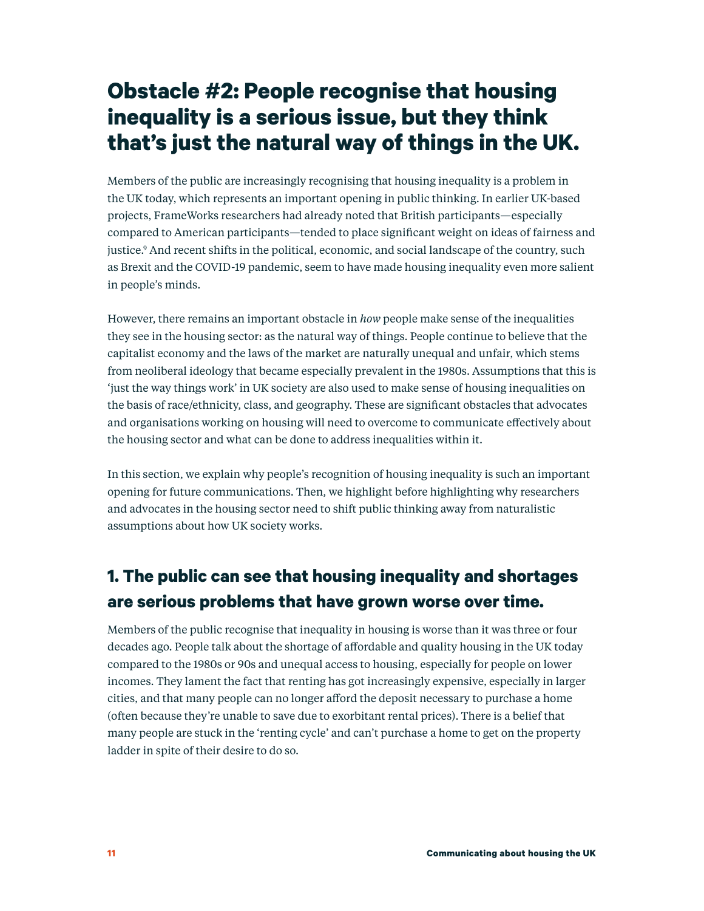# Obstacle #2: People recognise that housing inequality is a serious issue, but they think that's just the natural way of things in the UK.

Members of the public are increasingly recognising that housing inequality is a problem in the UK today, which represents an important opening in public thinking. In earlier UK-based projects, FrameWorks researchers had already noted that British participants—especially compared to American participants—tended to place significant weight on ideas of fairness and justice.[9] And recent shifts in the political, economic, and social landscape of the country, such as Brexit and the COVID-19 pandemic, seem to have made housing inequality even more salient in people's minds.

However, there remains an important obstacle in *how* people make sense of the inequalities they see in the housing sector: as the natural way of things. People continue to believe that the capitalist economy and the laws of the market are naturally unequal and unfair, which stems from neoliberal ideology that became especially prevalent in the 1980s. Assumptions that this is 'just the way things work' in UK society are also used to make sense of housing inequalities on the basis of race/ethnicity, class, and geography. These are significant obstacles that advocates and organisations working on housing will need to overcome to communicate effectively about the housing sector and what can be done to address inequalities within it.

In this section, we explain why people's recognition of housing inequality is such an important opening for future communications. Then, we highlight before highlighting why researchers and advocates in the housing sector need to shift public thinking away from naturalistic assumptions about how UK society works.

## 1. The public can see that housing inequality and shortages are serious problems that have grown worse over time.

Members of the public recognise that inequality in housing is worse than it was three or four decades ago. People talk about the shortage of affordable and quality housing in the UK today compared to the 1980s or 90s and unequal access to housing, especially for people on lower incomes. They lament the fact that renting has got increasingly expensive, especially in larger cities, and that many people can no longer afford the deposit necessary to purchase a home (often because they're unable to save due to exorbitant rental prices). There is a belief that many people are stuck in the 'renting cycle' and can't purchase a home to get on the property ladder in spite of their desire to do so.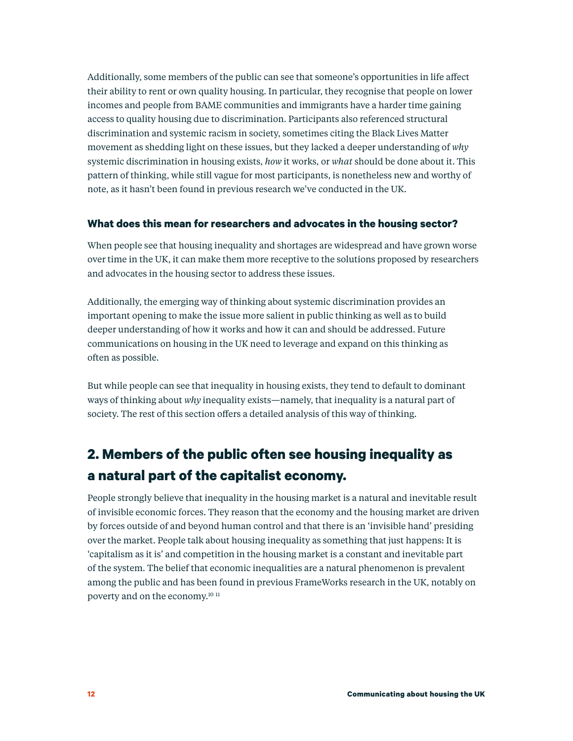Additionally, some members of the public can see that someone's opportunities in life affect their ability to rent or own quality housing. In particular, they recognise that people on lower incomes and people from BAME communities and immigrants have a harder time gaining access to quality housing due to discrimination. Participants also referenced structural discrimination and systemic racism in society, sometimes citing the Black Lives Matter movement as shedding light on these issues, but they lacked a deeper understanding of *why* systemic discrimination in housing exists, *how* it works, or *what* should be done about it. This pattern of thinking, while still vague for most participants, is nonetheless new and worthy of note, as it hasn't been found in previous research we've conducted in the UK.

### What does this mean for researchers and advocates in the housing sector?

When people see that housing inequality and shortages are widespread and have grown worse over time in the UK, it can make them more receptive to the solutions proposed by researchers and advocates in the housing sector to address these issues.

Additionally, the emerging way of thinking about systemic discrimination provides an important opening to make the issue more salient in public thinking as well as to build deeper understanding of how it works and how it can and should be addressed. Future communications on housing in the UK need to leverage and expand on this thinking as often as possible.

But while people can see that inequality in housing exists, they tend to default to dominant ways of thinking about *why* inequality exists—namely, that inequality is a natural part of society. The rest of this section offers a detailed analysis of this way of thinking.

## 2. Members of the public often see housing inequality as a natural part of the capitalist economy.

People strongly believe that inequality in the housing market is a natural and inevitable result of invisible economic forces. They reason that the economy and the housing market are driven by forces outside of and beyond human control and that there is an 'invisible hand' presiding over the market. People talk about housing inequality as something that just happens: It is 'capitalism as it is' and competition in the housing market is a constant and inevitable part of the system. The belief that economic inequalities are a natural phenomenon is prevalent among the public and has been found in previous FrameWorks research in the UK, notably on poverty and on the economy.[10] [11]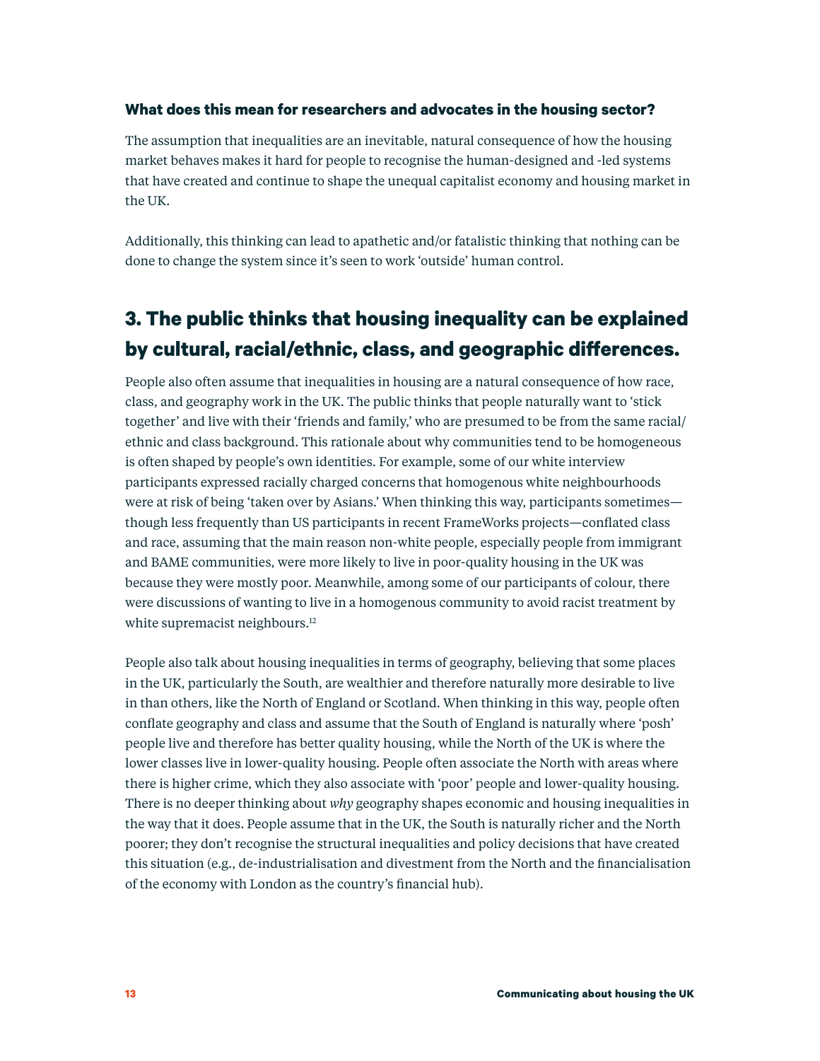### What does this mean for researchers and advocates in the housing sector?

The assumption that inequalities are an inevitable, natural consequence of how the housing market behaves makes it hard for people to recognise the human-designed and -led systems that have created and continue to shape the unequal capitalist economy and housing market in the UK.

Additionally, this thinking can lead to apathetic and/or fatalistic thinking that nothing can be done to change the system since it's seen to work 'outside' human control.

## 3. The public thinks that housing inequality can be explained by cultural, racial/ethnic, class, and geographic differences.

People also often assume that inequalities in housing are a natural consequence of how race, class, and geography work in the UK. The public thinks that people naturally want to 'stick together' and live with their 'friends and family,' who are presumed to be from the same racial/ethnic and class background. This rationale about why communities tend to be homogeneous is often shaped by people's own identities. For example, some of our white interview participants expressed racially charged concerns that homogenous white neighbourhoods were at risk of being 'taken over by Asians.' When thinking this way, participants sometimes—though less frequently than US participants in recent FrameWorks projects—conflated class and race, assuming that the main reason non-white people, especially people from immigrant and BAME communities, were more likely to live in poor-quality housing in the UK was because they were mostly poor. Meanwhile, among some of our participants of colour, there were discussions of wanting to live in a homogenous community to avoid racist treatment by white supremacist neighbours.[12]

People also talk about housing inequalities in terms of geography, believing that some places in the UK, particularly the South, are wealthier and therefore naturally more desirable to live in than others, like the North of England or Scotland. When thinking in this way, people often conflate geography and class and assume that the South of England is naturally where 'posh' people live and therefore has better quality housing, while the North of the UK is where the lower classes live in lower-quality housing. People often associate the North with areas where there is higher crime, which they also associate with 'poor' people and lower-quality housing. There is no deeper thinking about *why* geography shapes economic and housing inequalities in the way that it does. People assume that in the UK, the South is naturally richer and the North poorer; they don't recognise the structural inequalities and policy decisions that have created this situation (e.g., de-industrialisation and divestment from the North and the financialisation of the economy with London as the country's financial hub).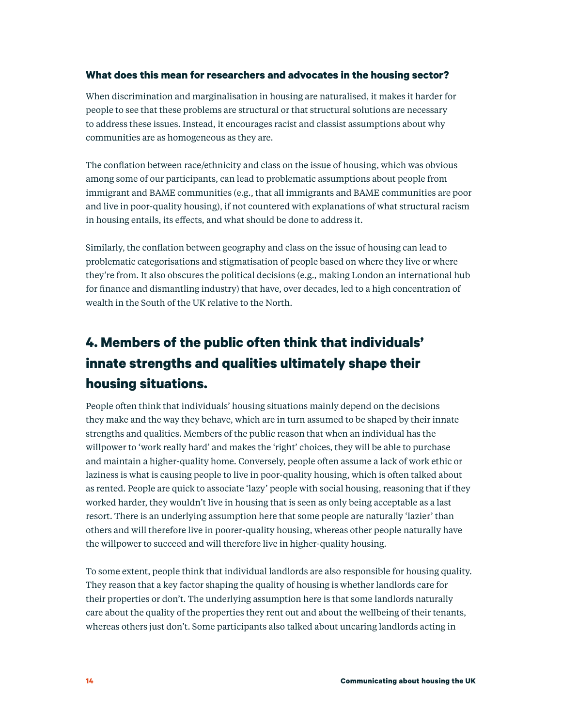### What does this mean for researchers and advocates in the housing sector?

When discrimination and marginalisation in housing are naturalised, it makes it harder for people to see that these problems are structural or that structural solutions are necessary to address these issues. Instead, it encourages racist and classist assumptions about why communities are as homogeneous as they are.

The conflation between race/ethnicity and class on the issue of housing, which was obvious among some of our participants, can lead to problematic assumptions about people from immigrant and BAME communities (e.g., that all immigrants and BAME communities are poor and live in poor-quality housing), if not countered with explanations of what structural racism in housing entails, its effects, and what should be done to address it.

Similarly, the conflation between geography and class on the issue of housing can lead to problematic categorisations and stigmatisation of people based on where they live or where they're from. It also obscures the political decisions (e.g., making London an international hub for finance and dismantling industry) that have, over decades, led to a high concentration of wealth in the South of the UK relative to the North.

## 4. Members of the public often think that individuals' innate strengths and qualities ultimately shape their housing situations.

People often think that individuals' housing situations mainly depend on the decisions they make and the way they behave, which are in turn assumed to be shaped by their innate strengths and qualities. Members of the public reason that when an individual has the willpower to 'work really hard' and makes the 'right' choices, they will be able to purchase and maintain a higher-quality home. Conversely, people often assume a lack of work ethic or laziness is what is causing people to live in poor-quality housing, which is often talked about as rented. People are quick to associate 'lazy' people with social housing, reasoning that if they worked harder, they wouldn't live in housing that is seen as only being acceptable as a last resort. There is an underlying assumption here that some people are naturally 'lazier' than others and will therefore live in poorer-quality housing, whereas other people naturally have the willpower to succeed and will therefore live in higher-quality housing.

To some extent, people think that individual landlords are also responsible for housing quality. They reason that a key factor shaping the quality of housing is whether landlords care for their properties or don't. The underlying assumption here is that some landlords naturally care about the quality of the properties they rent out and about the wellbeing of their tenants, whereas others just don't. Some participants also talked about uncaring landlords acting in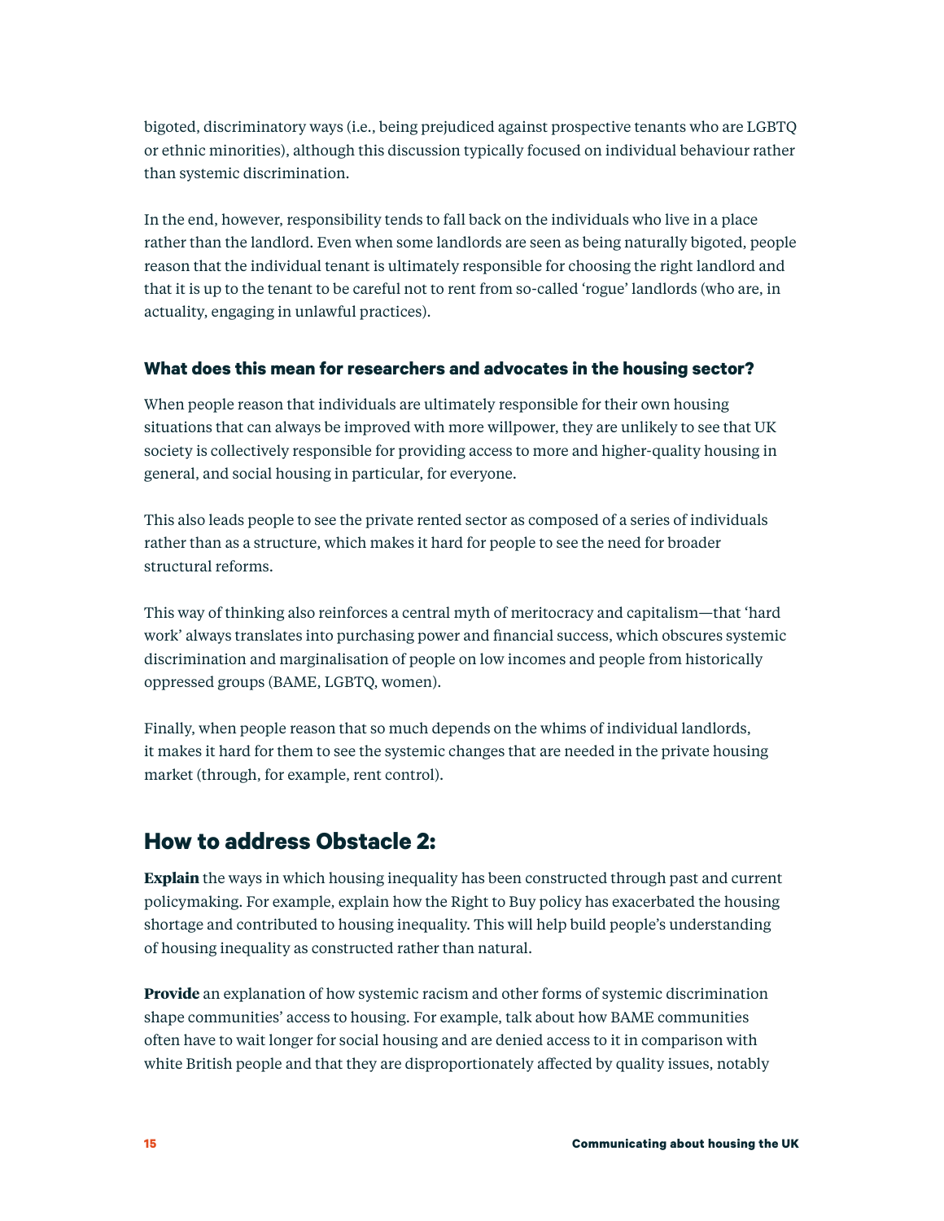bigoted, discriminatory ways (i.e., being prejudiced against prospective tenants who are LGBTQ or ethnic minorities), although this discussion typically focused on individual behaviour rather than systemic discrimination.

In the end, however, responsibility tends to fall back on the individuals who live in a place rather than the landlord. Even when some landlords are seen as being naturally bigoted, people reason that the individual tenant is ultimately responsible for choosing the right landlord and that it is up to the tenant to be careful not to rent from so-called 'rogue' landlords (who are, in actuality, engaging in unlawful practices).

### What does this mean for researchers and advocates in the housing sector?

When people reason that individuals are ultimately responsible for their own housing situations that can always be improved with more willpower, they are unlikely to see that UK society is collectively responsible for providing access to more and higher-quality housing in general, and social housing in particular, for everyone.

This also leads people to see the private rented sector as composed of a series of individuals rather than as a structure, which makes it hard for people to see the need for broader structural reforms.

This way of thinking also reinforces a central myth of meritocracy and capitalism—that 'hard work' always translates into purchasing power and financial success, which obscures systemic discrimination and marginalisation of people on low incomes and people from historically oppressed groups (BAME, LGBTQ, women).

Finally, when people reason that so much depends on the whims of individual landlords, it makes it hard for them to see the systemic changes that are needed in the private housing market (through, for example, rent control).

## How to address Obstacle 2:

**Explain** the ways in which housing inequality has been constructed through past and current policymaking. For example, explain how the Right to Buy policy has exacerbated the housing shortage and contributed to housing inequality. This will help build people's understanding of housing inequality as constructed rather than natural.

**Provide** an explanation of how systemic racism and other forms of systemic discrimination shape communities' access to housing. For example, talk about how BAME communities often have to wait longer for social housing and are denied access to it in comparison with white British people and that they are disproportionately affected by quality issues, notably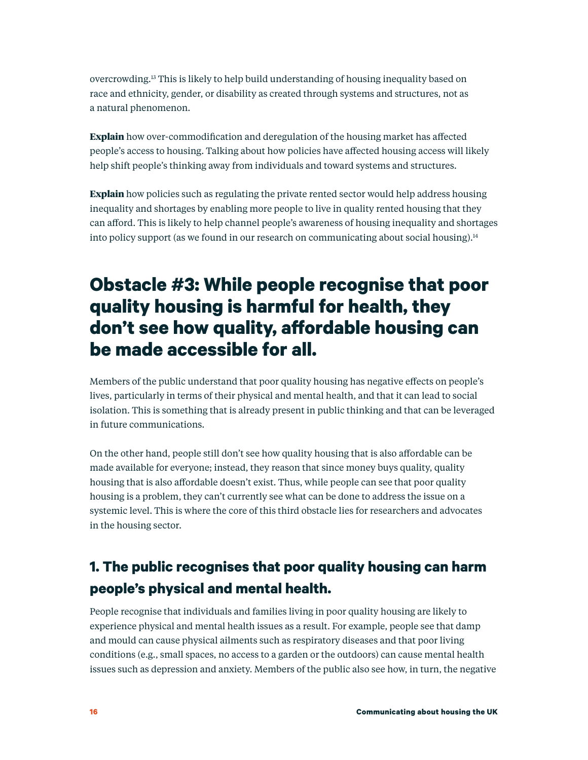overcrowding.[13] This is likely to help build understanding of housing inequality based on race and ethnicity, gender, or disability as created through systems and structures, not as a natural phenomenon.

**Explain** how over-commodification and deregulation of the housing market has affected people's access to housing. Talking about how policies have affected housing access will likely help shift people's thinking away from individuals and toward systems and structures.

**Explain** how policies such as regulating the private rented sector would help address housing inequality and shortages by enabling more people to live in quality rented housing that they can afford. This is likely to help channel people's awareness of housing inequality and shortages into policy support (as we found in our research on communicating about social housing).[14]

## Obstacle #3: While people recognise that poor quality housing is harmful for health, they don't see how quality, affordable housing can be made accessible for all.

Members of the public understand that poor quality housing has negative effects on people's lives, particularly in terms of their physical and mental health, and that it can lead to social isolation. This is something that is already present in public thinking and that can be leveraged in future communications.

On the other hand, people still don't see how quality housing that is also affordable can be made available for everyone; instead, they reason that since money buys quality, quality housing that is also affordable doesn't exist. Thus, while people can see that poor quality housing is a problem, they can't currently see what can be done to address the issue on a systemic level. This is where the core of this third obstacle lies for researchers and advocates in the housing sector.

### 1. The public recognises that poor quality housing can harm people's physical and mental health.

People recognise that individuals and families living in poor quality housing are likely to experience physical and mental health issues as a result. For example, people see that damp and mould can cause physical ailments such as respiratory diseases and that poor living conditions (e.g., small spaces, no access to a garden or the outdoors) can cause mental health issues such as depression and anxiety. Members of the public also see how, in turn, the negative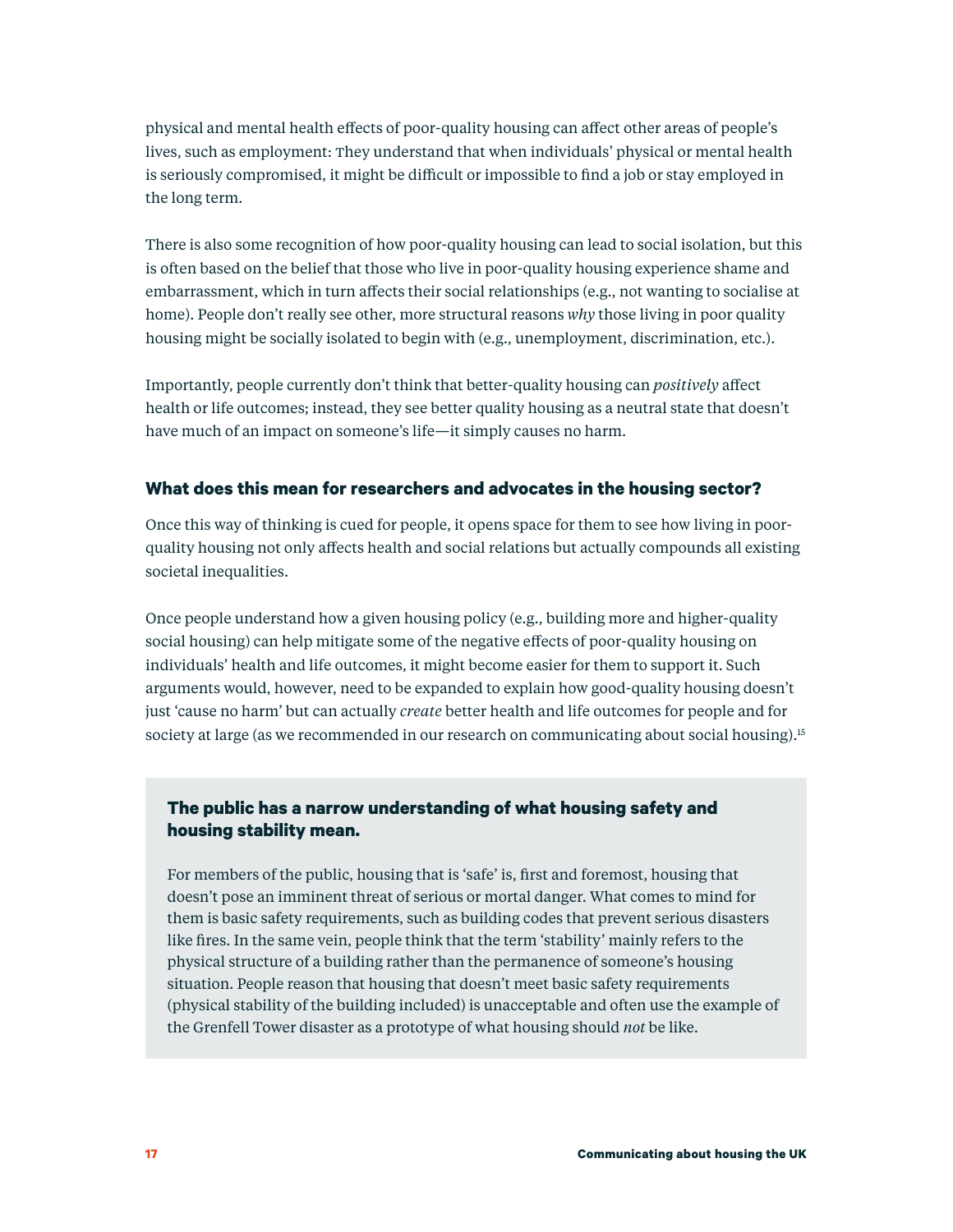physical and mental health effects of poor-quality housing can affect other areas of people's lives, such as employment: They understand that when individuals' physical or mental health is seriously compromised, it might be difficult or impossible to find a job or stay employed in the long term.

There is also some recognition of how poor-quality housing can lead to social isolation, but this is often based on the belief that those who live in poor-quality housing experience shame and embarrassment, which in turn affects their social relationships (e.g., not wanting to socialise at home). People don't really see other, more structural reasons *why* those living in poor quality housing might be socially isolated to begin with (e.g., unemployment, discrimination, etc.).

Importantly, people currently don't think that better-quality housing can *positively* affect health or life outcomes; instead, they see better quality housing as a neutral state that doesn't have much of an impact on someone's life—it simply causes no harm.

### What does this mean for researchers and advocates in the housing sector?

Once this way of thinking is cued for people, it opens space for them to see how living in poor-quality housing not only affects health and social relations but actually compounds all existing societal inequalities.

Once people understand how a given housing policy (e.g., building more and higher-quality social housing) can help mitigate some of the negative effects of poor-quality housing on individuals' health and life outcomes, it might become easier for them to support it. Such arguments would, however, need to be expanded to explain how good-quality housing doesn't just 'cause no harm' but can actually *create* better health and life outcomes for people and for society at large (as we recommended in our research on communicating about social housing).[15]

### The public has a narrow understanding of what housing safety and housing stability mean.

For members of the public, housing that is 'safe' is, first and foremost, housing that doesn't pose an imminent threat of serious or mortal danger. What comes to mind for them is basic safety requirements, such as building codes that prevent serious disasters like fires. In the same vein, people think that the term 'stability' mainly refers to the physical structure of a building rather than the permanence of someone's housing situation. People reason that housing that doesn't meet basic safety requirements (physical stability of the building included) is unacceptable and often use the example of the Grenfell Tower disaster as a prototype of what housing should *not* be like.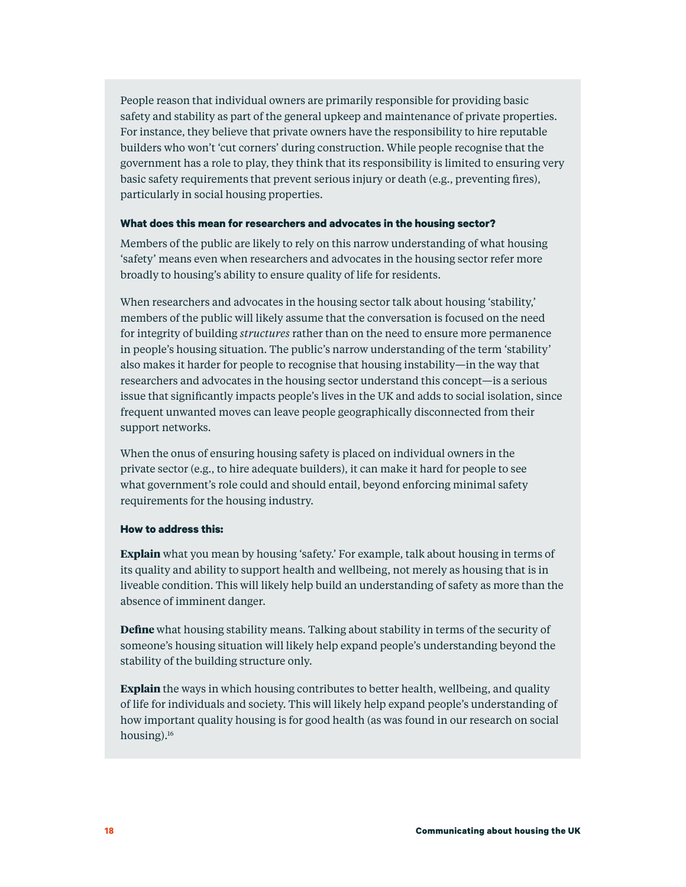People reason that individual owners are primarily responsible for providing basic safety and stability as part of the general upkeep and maintenance of private properties. For instance, they believe that private owners have the responsibility to hire reputable builders who won't 'cut corners' during construction. While people recognise that the government has a role to play, they think that its responsibility is limited to ensuring very basic safety requirements that prevent serious injury or death (e.g., preventing fires), particularly in social housing properties.

**What does this mean for researchers and advocates in the housing sector?**

Members of the public are likely to rely on this narrow understanding of what housing 'safety' means even when researchers and advocates in the housing sector refer more broadly to housing's ability to ensure quality of life for residents.

When researchers and advocates in the housing sector talk about housing 'stability,' members of the public will likely assume that the conversation is focused on the need for integrity of building *structures* rather than on the need to ensure more permanence in people's housing situation. The public's narrow understanding of the term 'stability' also makes it harder for people to recognise that housing instability—in the way that researchers and advocates in the housing sector understand this concept—is a serious issue that significantly impacts people's lives in the UK and adds to social isolation, since frequent unwanted moves can leave people geographically disconnected from their support networks.

When the onus of ensuring housing safety is placed on individual owners in the private sector (e.g., to hire adequate builders), it can make it hard for people to see what government's role could and should entail, beyond enforcing minimal safety requirements for the housing industry.

**How to address this:**

**Explain** what you mean by housing 'safety.' For example, talk about housing in terms of its quality and ability to support health and wellbeing, not merely as housing that is in liveable condition. This will likely help build an understanding of safety as more than the absence of imminent danger.

**Define** what housing stability means. Talking about stability in terms of the security of someone's housing situation will likely help expand people's understanding beyond the stability of the building structure only.

**Explain** the ways in which housing contributes to better health, wellbeing, and quality of life for individuals and society. This will likely help expand people's understanding of how important quality housing is for good health (as was found in our research on social housing).[16]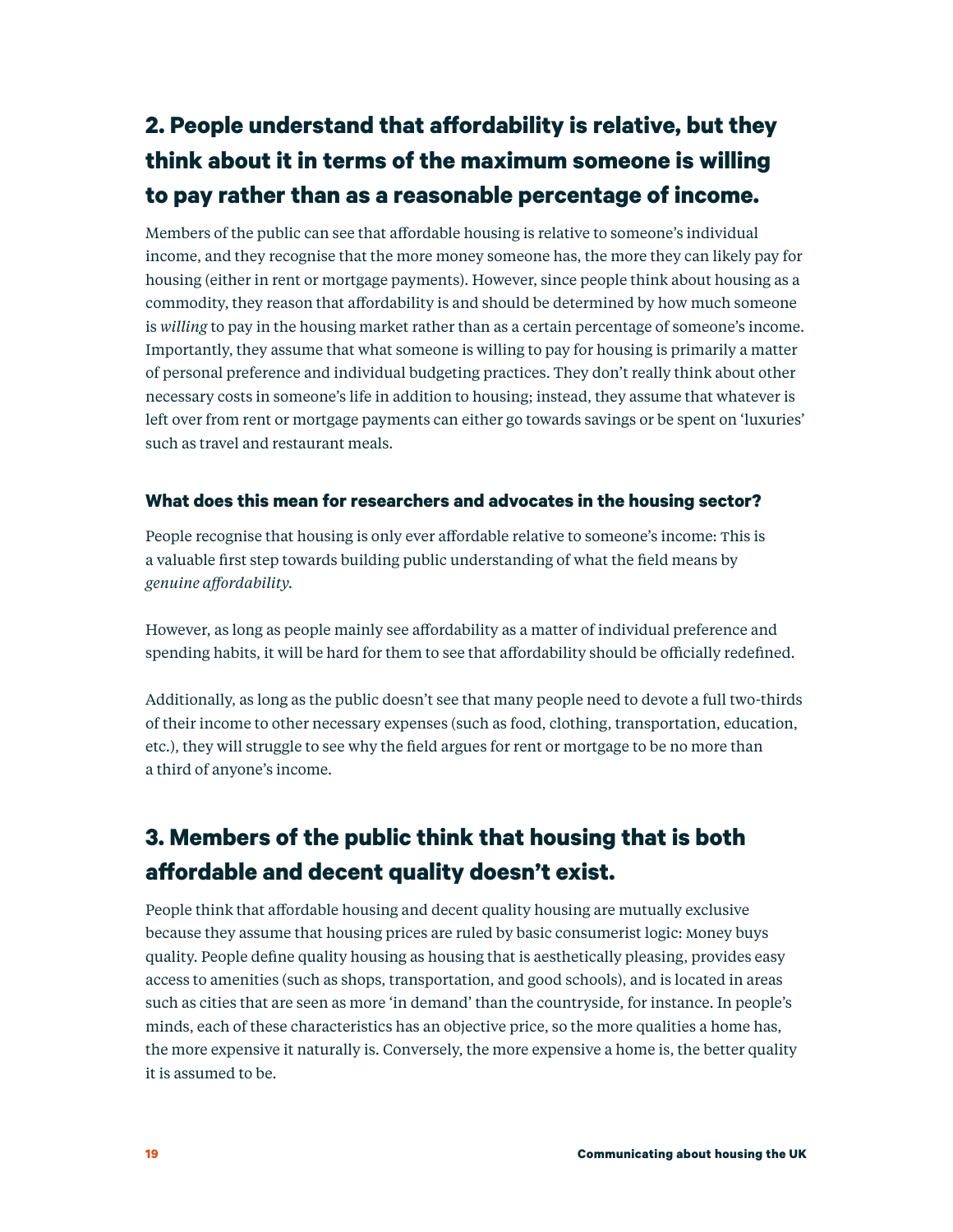## 2. People understand that affordability is relative, but they think about it in terms of the maximum someone is willing to pay rather than as a reasonable percentage of income.

Members of the public can see that affordable housing is relative to someone's individual income, and they recognise that the more money someone has, the more they can likely pay for housing (either in rent or mortgage payments). However, since people think about housing as a commodity, they reason that affordability is and should be determined by how much someone is *willing* to pay in the housing market rather than as a certain percentage of someone's income. Importantly, they assume that what someone is willing to pay for housing is primarily a matter of personal preference and individual budgeting practices. They don't really think about other necessary costs in someone's life in addition to housing; instead, they assume that whatever is left over from rent or mortgage payments can either go towards savings or be spent on 'luxuries' such as travel and restaurant meals.

### What does this mean for researchers and advocates in the housing sector?

People recognise that housing is only ever affordable relative to someone's income: This is a valuable first step towards building public understanding of what the field means by *genuine affordability*.

However, as long as people mainly see affordability as a matter of individual preference and spending habits, it will be hard for them to see that affordability should be officially redefined.

Additionally, as long as the public doesn't see that many people need to devote a full two-thirds of their income to other necessary expenses (such as food, clothing, transportation, education, etc.), they will struggle to see why the field argues for rent or mortgage to be no more than a third of anyone's income.

## 3. Members of the public think that housing that is both affordable and decent quality doesn't exist.

People think that affordable housing and decent quality housing are mutually exclusive because they assume that housing prices are ruled by basic consumerist logic: Money buys quality. People define quality housing as housing that is aesthetically pleasing, provides easy access to amenities (such as shops, transportation, and good schools), and is located in areas such as cities that are seen as more 'in demand' than the countryside, for instance. In people's minds, each of these characteristics has an objective price, so the more qualities a home has, the more expensive it naturally is. Conversely, the more expensive a home is, the better quality it is assumed to be.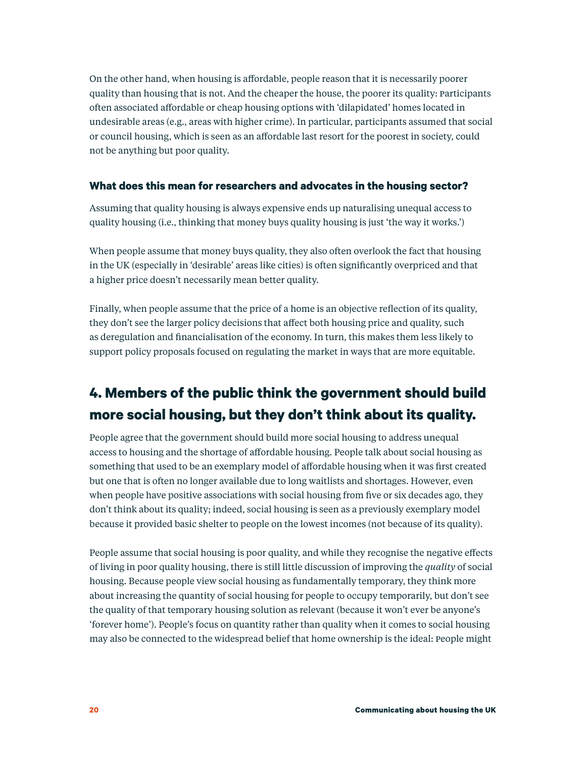On the other hand, when housing is affordable, people reason that it is necessarily poorer quality than housing that is not. And the cheaper the house, the poorer its quality: Participants often associated affordable or cheap housing options with 'dilapidated' homes located in undesirable areas (e.g., areas with higher crime). In particular, participants assumed that social or council housing, which is seen as an affordable last resort for the poorest in society, could not be anything but poor quality.

### What does this mean for researchers and advocates in the housing sector?

Assuming that quality housing is always expensive ends up naturalising unequal access to quality housing (i.e., thinking that money buys quality housing is just 'the way it works.')

When people assume that money buys quality, they also often overlook the fact that housing in the UK (especially in 'desirable' areas like cities) is often significantly overpriced and that a higher price doesn't necessarily mean better quality.

Finally, when people assume that the price of a home is an objective reflection of its quality, they don't see the larger policy decisions that affect both housing price and quality, such as deregulation and financialisation of the economy. In turn, this makes them less likely to support policy proposals focused on regulating the market in ways that are more equitable.

## 4. Members of the public think the government should build more social housing, but they don't think about its quality.

People agree that the government should build more social housing to address unequal access to housing and the shortage of affordable housing. People talk about social housing as something that used to be an exemplary model of affordable housing when it was first created but one that is often no longer available due to long waitlists and shortages. However, even when people have positive associations with social housing from five or six decades ago, they don't think about its quality; indeed, social housing is seen as a previously exemplary model because it provided basic shelter to people on the lowest incomes (not because of its quality).

People assume that social housing is poor quality, and while they recognise the negative effects of living in poor quality housing, there is still little discussion of improving the *quality* of social housing. Because people view social housing as fundamentally temporary, they think more about increasing the quantity of social housing for people to occupy temporarily, but don't see the quality of that temporary housing solution as relevant (because it won't ever be anyone's 'forever home'). People's focus on quantity rather than quality when it comes to social housing may also be connected to the widespread belief that home ownership is the ideal: People might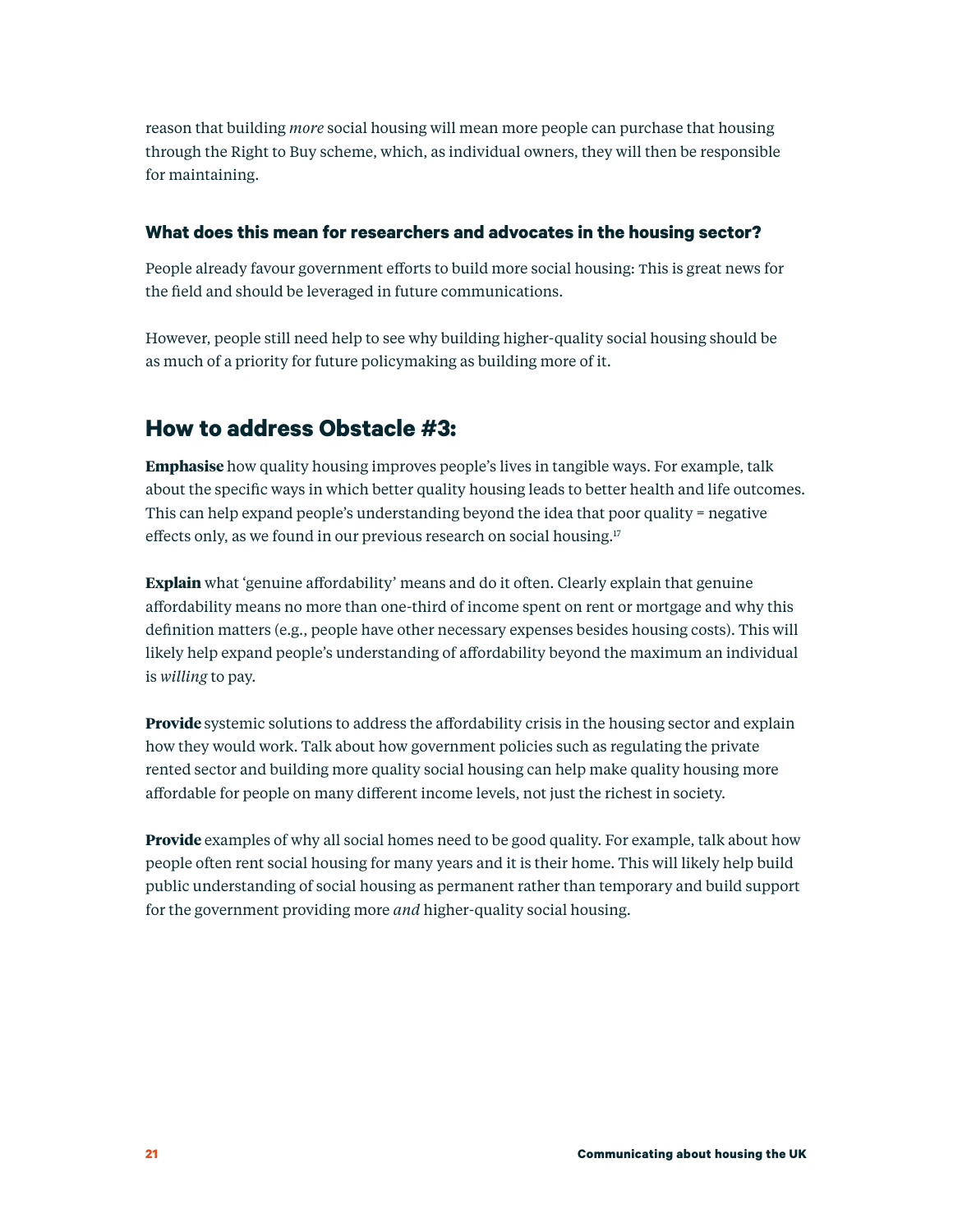reason that building *more* social housing will mean more people can purchase that housing through the Right to Buy scheme, which, as individual owners, they will then be responsible for maintaining.

### What does this mean for researchers and advocates in the housing sector?

People already favour government efforts to build more social housing: This is great news for the field and should be leveraged in future communications.

However, people still need help to see why building higher-quality social housing should be as much of a priority for future policymaking as building more of it.

## How to address Obstacle #3:

**Emphasise** how quality housing improves people's lives in tangible ways. For example, talk about the specific ways in which better quality housing leads to better health and life outcomes. This can help expand people's understanding beyond the idea that poor quality = negative effects only, as we found in our previous research on social housing.[17]

**Explain** what 'genuine affordability' means and do it often. Clearly explain that genuine affordability means no more than one-third of income spent on rent or mortgage and why this definition matters (e.g., people have other necessary expenses besides housing costs). This will likely help expand people's understanding of affordability beyond the maximum an individual is *willing* to pay.

**Provide** systemic solutions to address the affordability crisis in the housing sector and explain how they would work. Talk about how government policies such as regulating the private rented sector and building more quality social housing can help make quality housing more affordable for people on many different income levels, not just the richest in society.

**Provide** examples of why all social homes need to be good quality. For example, talk about how people often rent social housing for many years and it is their home. This will likely help build public understanding of social housing as permanent rather than temporary and build support for the government providing more *and* higher-quality social housing.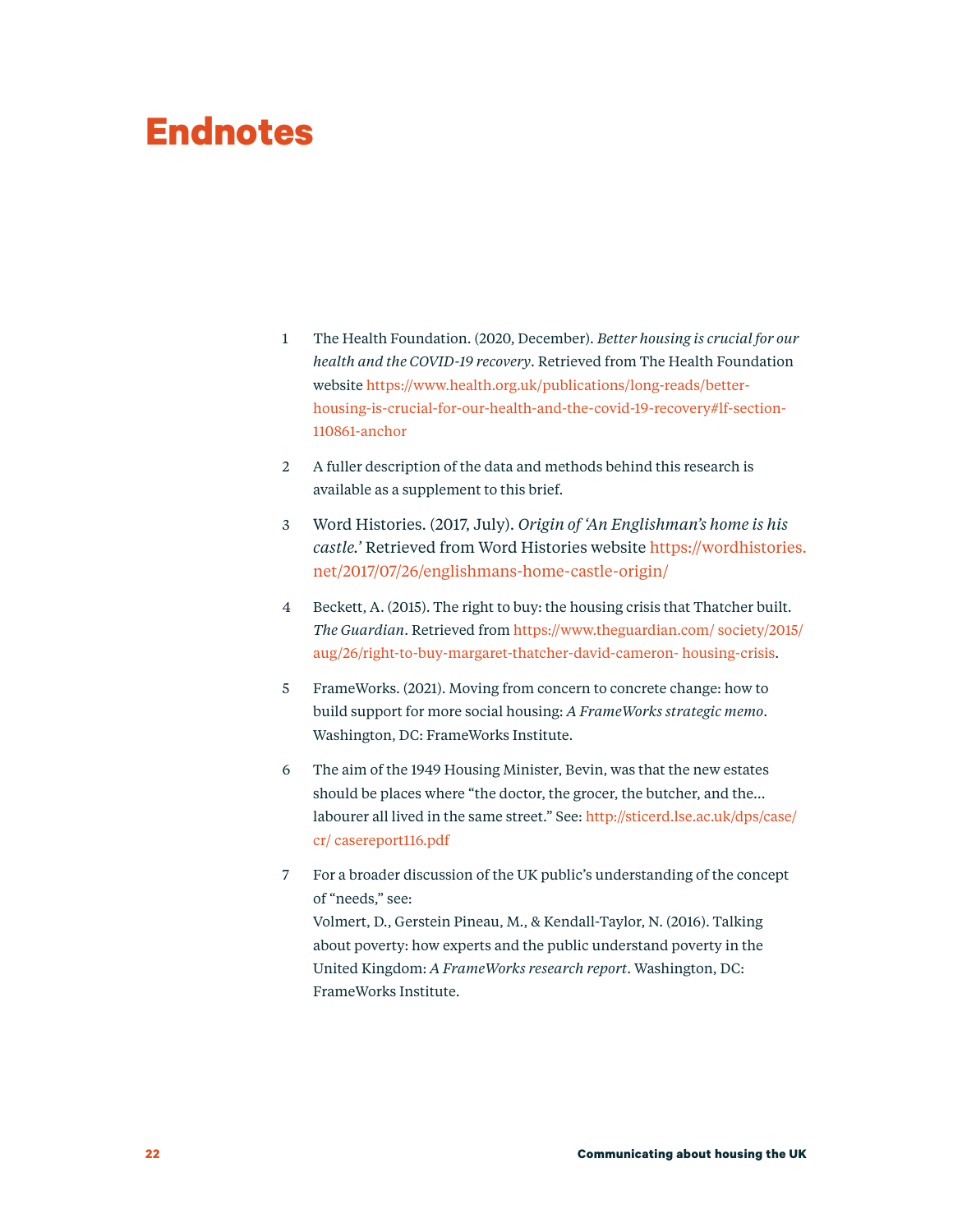# Endnotes

1. The Health Foundation. (2020, December). *Better housing is crucial for our health and the COVID-19 recovery*. Retrieved from The Health Foundation website https://www.health.org.uk/publications/long-reads/better-housing-is-crucial-for-our-health-and-the-covid-19-recovery#lf-section-110861-anchor

2. A fuller description of the data and methods behind this research is available as a supplement to this brief.

3. Word Histories. (2017, July). *Origin of 'An Englishman's home is his castle.'* Retrieved from Word Histories website https://wordhistories.net/2017/07/26/englishmans-home-castle-origin/

4. Beckett, A. (2015). The right to buy: the housing crisis that Thatcher built. *The Guardian*. Retrieved from https://www.theguardian.com/ society/2015/aug/26/right-to-buy-margaret-thatcher-david-cameron- housing-crisis.

5. FrameWorks. (2021). Moving from concern to concrete change: how to build support for more social housing: *A FrameWorks strategic memo*. Washington, DC: FrameWorks Institute.

6. The aim of the 1949 Housing Minister, Bevin, was that the new estates should be places where "the doctor, the grocer, the butcher, and the… labourer all lived in the same street." See: http://sticerd.lse.ac.uk/dps/case/cr/ casereport116.pdf

7. For a broader discussion of the UK public's understanding of the concept of "needs," see:
   Volmert, D., Gerstein Pineau, M., & Kendall-Taylor, N. (2016). Talking about poverty: how experts and the public understand poverty in the United Kingdom: *A FrameWorks research report*. Washington, DC: FrameWorks Institute.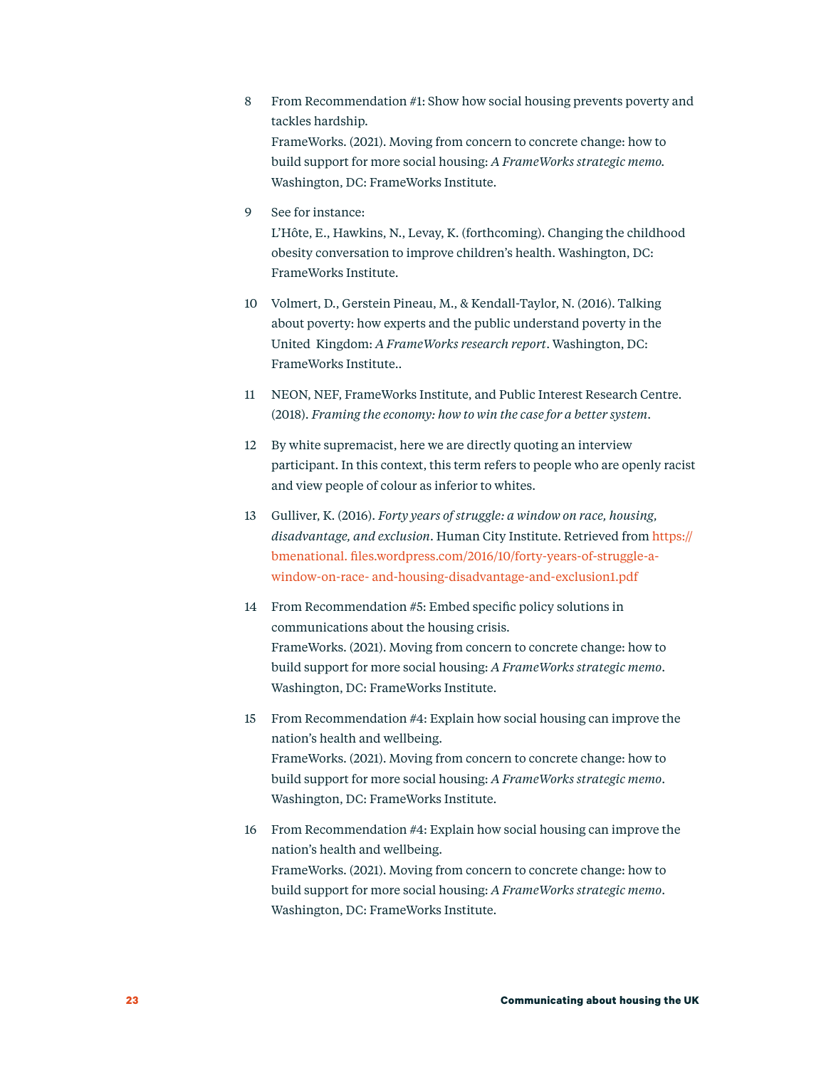8 From Recommendation #1: Show how social housing prevents poverty and tackles hardship.
FrameWorks. (2021). Moving from concern to concrete change: how to build support for more social housing: *A FrameWorks strategic memo.* Washington, DC: FrameWorks Institute.

9 See for instance:
L'Hôte, E., Hawkins, N., Levay, K. (forthcoming). Changing the childhood obesity conversation to improve children's health. Washington, DC: FrameWorks Institute.

10 Volmert, D., Gerstein Pineau, M., & Kendall-Taylor, N. (2016). Talking about poverty: how experts and the public understand poverty in the United Kingdom: *A FrameWorks research report*. Washington, DC: FrameWorks Institute..

11 NEON, NEF, FrameWorks Institute, and Public Interest Research Centre. (2018). *Framing the economy: how to win the case for a better system*.

12 By white supremacist, here we are directly quoting an interview participant. In this context, this term refers to people who are openly racist and view people of colour as inferior to whites.

13 Gulliver, K. (2016). *Forty years of struggle: a window on race, housing, disadvantage, and exclusion*. Human City Institute. Retrieved from https://bmenational. files.wordpress.com/2016/10/forty-years-of-struggle-a-window-on-race- and-housing-disadvantage-and-exclusion1.pdf

14 From Recommendation #5: Embed specific policy solutions in communications about the housing crisis.
FrameWorks. (2021). Moving from concern to concrete change: how to build support for more social housing: *A FrameWorks strategic memo*. Washington, DC: FrameWorks Institute.

15 From Recommendation #4: Explain how social housing can improve the nation's health and wellbeing.
FrameWorks. (2021). Moving from concern to concrete change: how to build support for more social housing: *A FrameWorks strategic memo*. Washington, DC: FrameWorks Institute.

16 From Recommendation #4: Explain how social housing can improve the nation's health and wellbeing.
FrameWorks. (2021). Moving from concern to concrete change: how to build support for more social housing: *A FrameWorks strategic memo*. Washington, DC: FrameWorks Institute.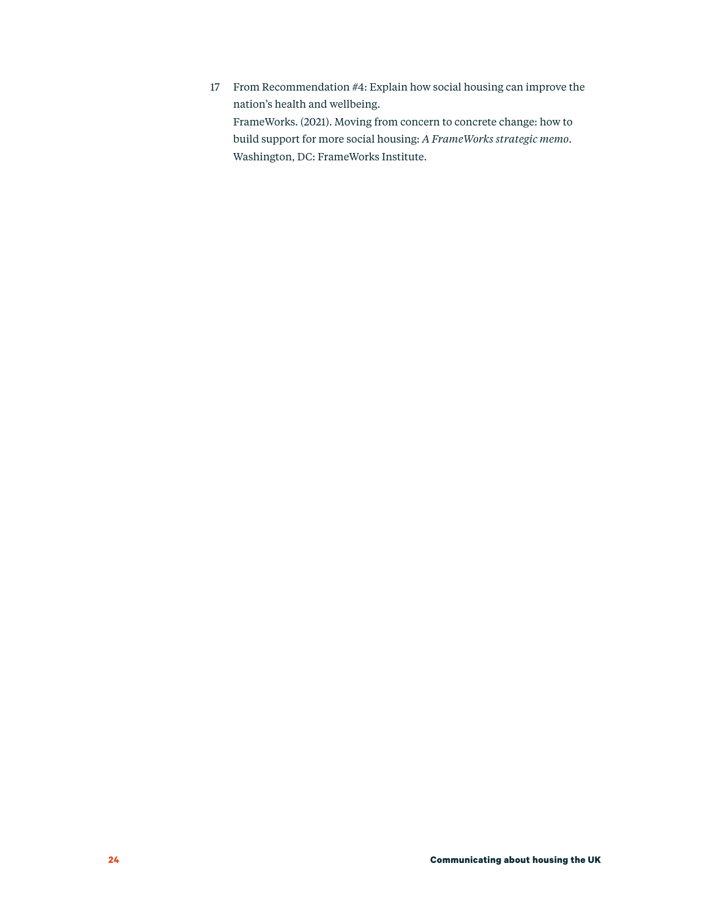17 From Recommendation #4: Explain how social housing can improve the nation's health and wellbeing.
FrameWorks. (2021). Moving from concern to concrete change: how to build support for more social housing: *A FrameWorks strategic memo*. Washington, DC: FrameWorks Institute.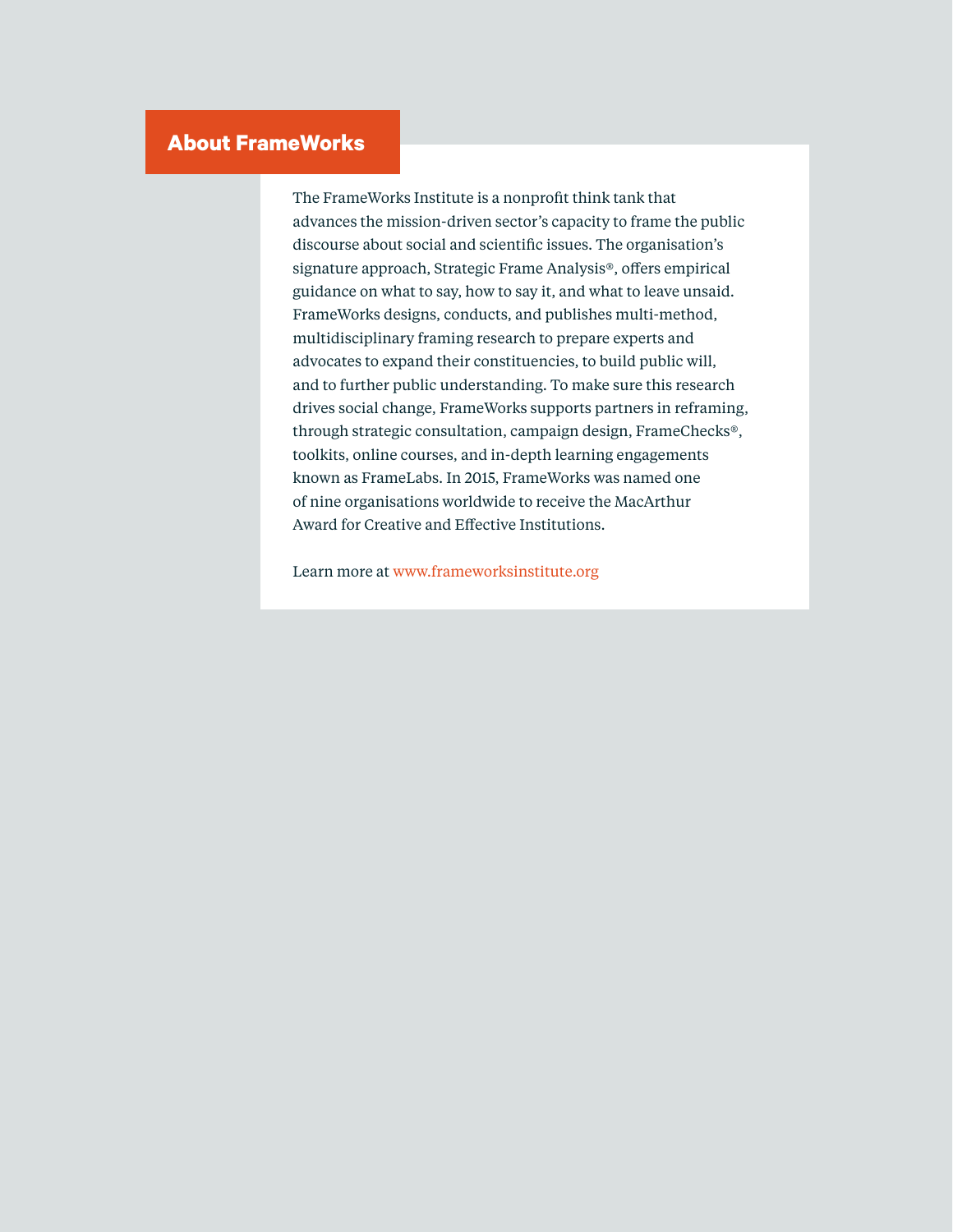## About FrameWorks

The FrameWorks Institute is a nonprofit think tank that advances the mission-driven sector's capacity to frame the public discourse about social and scientific issues. The organisation's signature approach, Strategic Frame Analysis®, offers empirical guidance on what to say, how to say it, and what to leave unsaid. FrameWorks designs, conducts, and publishes multi-method, multidisciplinary framing research to prepare experts and advocates to expand their constituencies, to build public will, and to further public understanding. To make sure this research drives social change, FrameWorks supports partners in reframing, through strategic consultation, campaign design, FrameChecks®, toolkits, online courses, and in-depth learning engagements known as FrameLabs. In 2015, FrameWorks was named one of nine organisations worldwide to receive the MacArthur Award for Creative and Effective Institutions.

Learn more at www.frameworksinstitute.org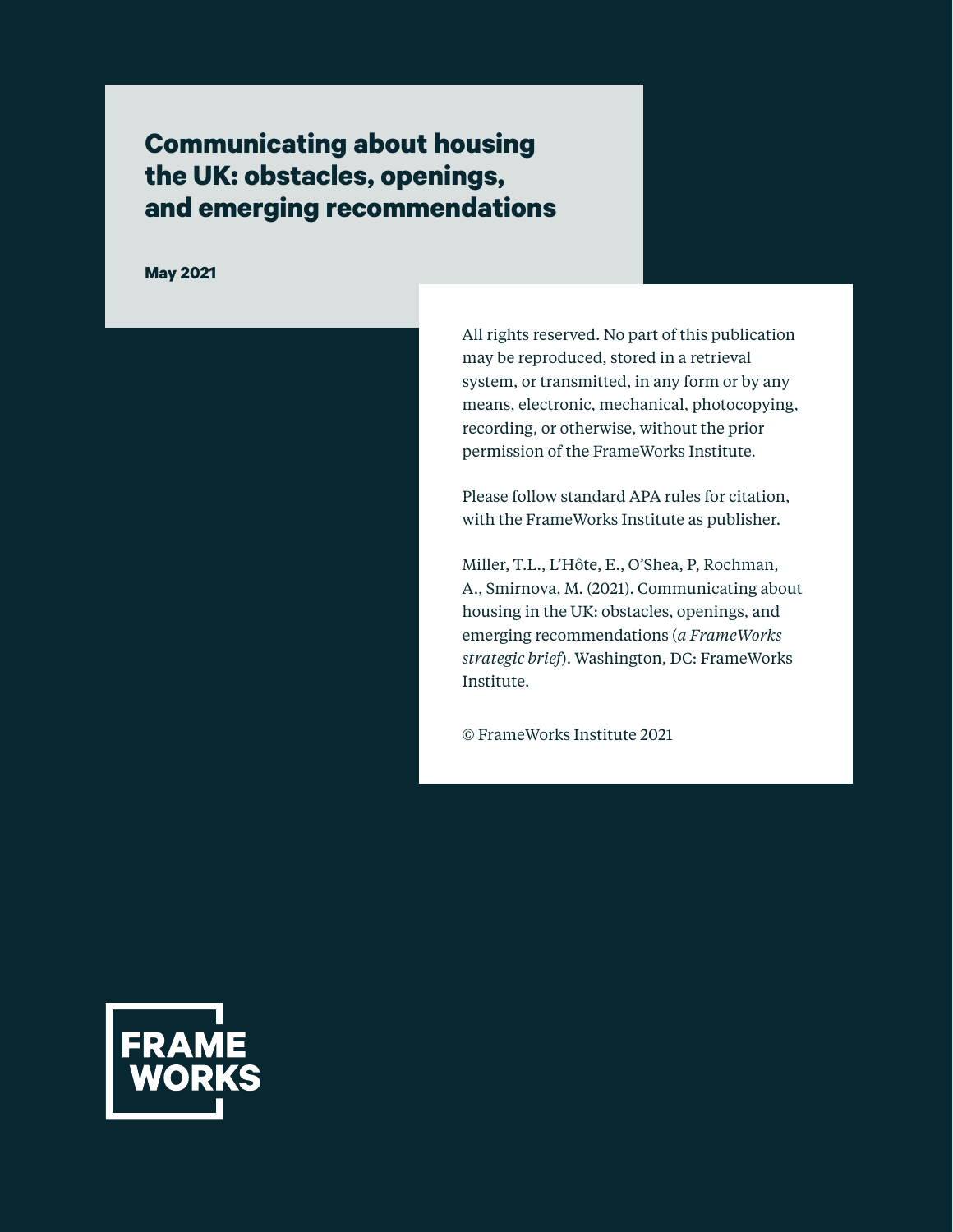# Communicating about housing the UK: obstacles, openings, and emerging recommendations

**May 2021**

All rights reserved. No part of this publication may be reproduced, stored in a retrieval system, or transmitted, in any form or by any means, electronic, mechanical, photocopying, recording, or otherwise, without the prior permission of the FrameWorks Institute.

Please follow standard APA rules for citation, with the FrameWorks Institute as publisher.

Miller, T.L., L'Hôte, E., O'Shea, P, Rochman, A., Smirnova, M. (2021). Communicating about housing in the UK: obstacles, openings, and emerging recommendations (*a FrameWorks strategic brief*). Washington, DC: FrameWorks Institute.

© FrameWorks Institute 2021

FRAME WORKS